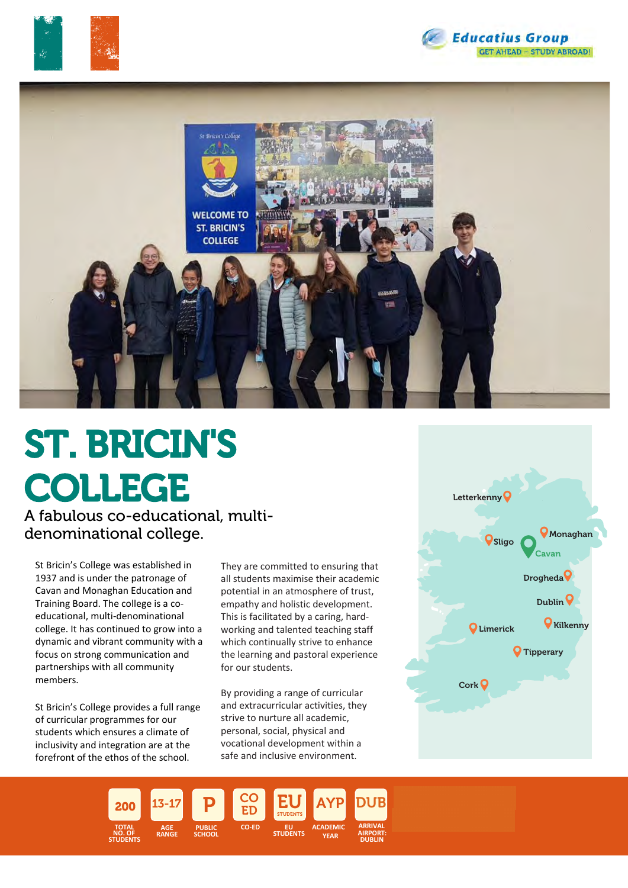# ST. BRICIN'S COLLEGE

A fabulous co-educational, multi-denominational college.

St Bricin's College was established in 1937 and is under the patronage of Cavan and Monaghan Education and Training Board. The college is a co-educational, multi-denominational college. It has continued to grow into a dynamic and vibrant community with a focus on strong communication and partnerships with all community members.

St Bricin's College provides a full range of curricular programmes for our students which ensures a climate of inclusivity and integration are at the forefront of the ethos of the school.

They are committed to ensuring that all students maximise their academic potential in an atmosphere of trust, empathy and holistic development. This is facilitated by a caring, hard-working and talented teaching staff which continually strive to enhance the learning and pastoral experience for our students.

By providing a range of curricular and extracurricular activities, they strive to nurture all academic, personal, social, physical and vocational development within a safe and inclusive environment.

Letterkenny
Sligo
Monaghan
Cavan
Drogheda
Dublin
Limerick
Kilkenny
Tipperary
Cork

| 200 | 13-17 | P | CO ED | EU | AYP | DUB |
|---|---|---|---|---|---|---|
| TOTAL NO. OF STUDENTS | AGE RANGE | PUBLIC SCHOOL | CO-ED | EU STUDENTS | ACADEMIC YEAR | ARRIVAL AIRPORT: DUBLIN |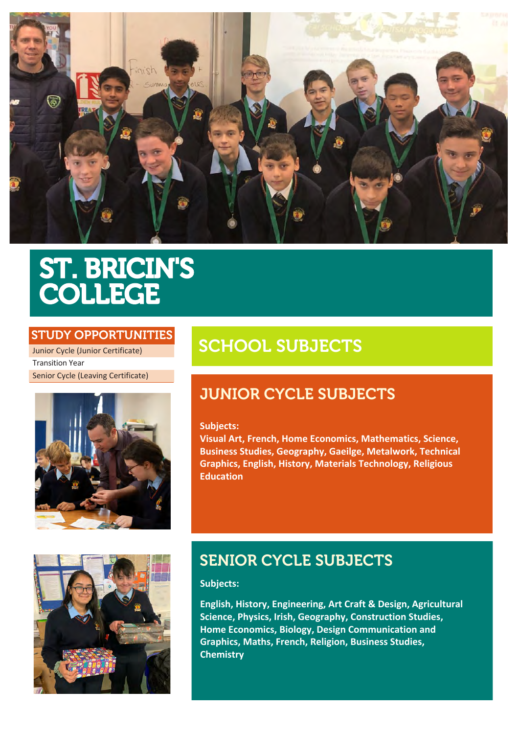# ST. BRICIN'S COLLEGE

## STUDY OPPORTUNITIES

| STUDY OPPORTUNITIES |
| --- |
| Junior Cycle (Junior Certificate) |
| Transition Year |
| Senior Cycle (Leaving Certificate) |

## SCHOOL SUBJECTS

### JUNIOR CYCLE SUBJECTS

**Subjects:**

**Visual Art, French, Home Economics, Mathematics, Science, Business Studies, Geography, Gaeilge, Metalwork, Technical Graphics, English, History, Materials Technology, Religious Education**

### SENIOR CYCLE SUBJECTS

**Subjects:**

**English, History, Engineering, Art Craft & Design, Agricultural Science, Physics, Irish, Geography, Construction Studies, Home Economics, Biology, Design Communication and Graphics, Maths, French, Religion, Business Studies, Chemistry**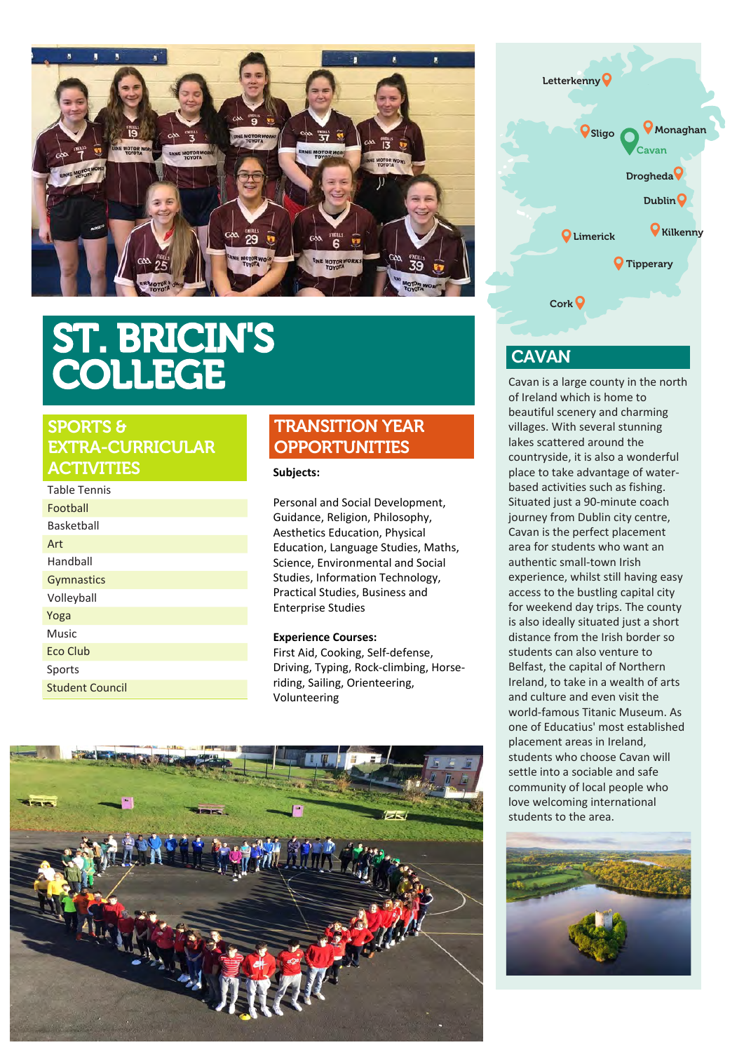# ST. BRICIN'S COLLEGE

## SPORTS & EXTRA-CURRICULAR ACTIVITIES

| |
|---|
| Table Tennis |
| Football |
| Basketball |
| Art |
| Handball |
| Gymnastics |
| Volleyball |
| Yoga |
| Music |
| Eco Club |
| Sports |
| Student Council |

## TRANSITION YEAR OPPORTUNITIES

**Subjects:**

Personal and Social Development, Guidance, Religion, Philosophy, Aesthetics Education, Physical Education, Language Studies, Maths, Science, Environmental and Social Studies, Information Technology, Practical Studies, Business and Enterprise Studies

**Experience Courses:**
First Aid, Cooking, Self-defense, Driving, Typing, Rock-climbing, Horse-riding, Sailing, Orienteering, Volunteering

Letterkenny
Sligo
Monaghan
Cavan
Drogheda
Dublin
Limerick
Kilkenny
Tipperary
Cork

## CAVAN

Cavan is a large county in the north of Ireland which is home to beautiful scenery and charming villages. With several stunning lakes scattered around the countryside, it is also a wonderful place to take advantage of water-based activities such as fishing. Situated just a 90-minute coach journey from Dublin city centre, Cavan is the perfect placement area for students who want an authentic small-town Irish experience, whilst still having easy access to the bustling capital city for weekend day trips. The county is also ideally situated just a short distance from the Irish border so students can also venture to Belfast, the capital of Northern Ireland, to take in a wealth of arts and culture and even visit the world-famous Titanic Museum. As one of Educatius' most established placement areas in Ireland, students who choose Cavan will settle into a sociable and safe community of local people who love welcoming international students to the area.